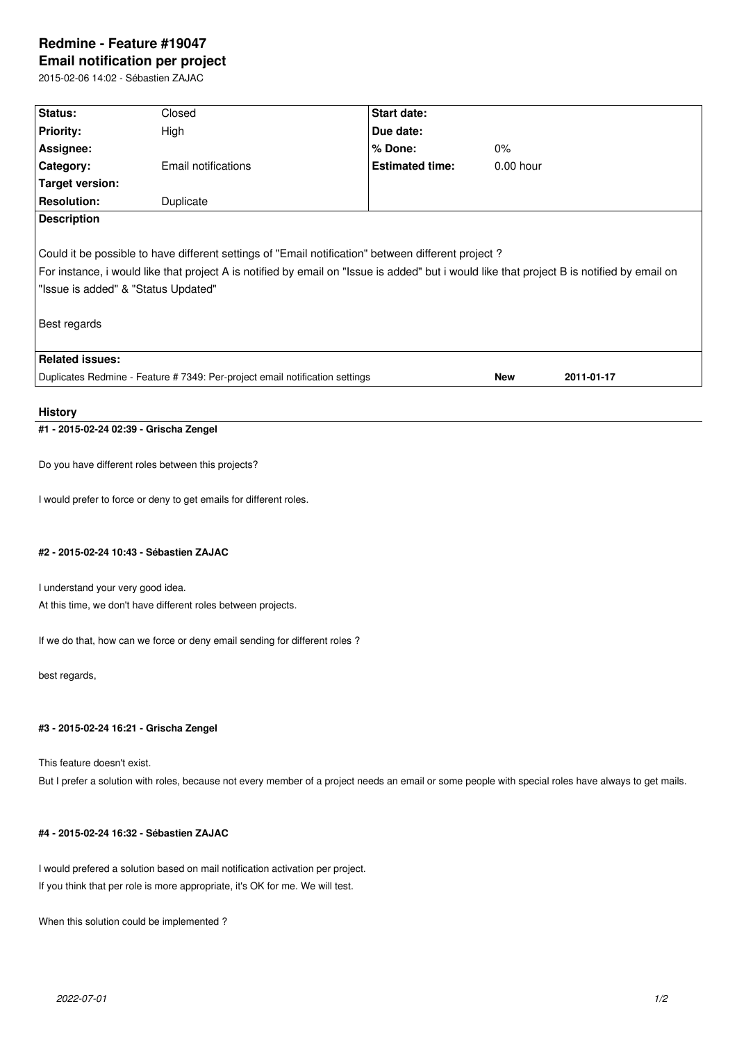# Redmine - Feature #19047

## Email notification per project

2015-02-06 14:02 - Sébastien ZAJAC

| Status: | Closed | Start date: | |
|---|---|---|---|
| Priority: | High | Due date: | |
| Assignee: | | % Done: | 0% |
| Category: | Email notifications | Estimated time: | 0.00 hour |
| Target version: | | | |
| Resolution: | Duplicate | | |

**Description**

Could it be possible to have different settings of "Email notification" between different project ?
For instance, i would like that project A is notified by email on "Issue is added" but i would like that project B is notified by email on "Issue is added" & "Status Updated"

Best regards

**Related issues:**

| | | |
|---|---|---|
| Duplicates Redmine - Feature # 7349: Per-project email notification settings | **New** | **2011-01-17** |

### History

#### #1 - 2015-02-24 02:39 - Grischa Zengel

Do you have different roles between this projects?

I would prefer to force or deny to get emails for different roles.

#### #2 - 2015-02-24 10:43 - Sébastien ZAJAC

I understand your very good idea.
At this time, we don't have different roles between projects.

If we do that, how can we force or deny email sending for different roles ?

best regards,

#### #3 - 2015-02-24 16:21 - Grischa Zengel

This feature doesn't exist.
But I prefer a solution with roles, because not every member of a project needs an email or some people with special roles have always to get mails.

#### #4 - 2015-02-24 16:32 - Sébastien ZAJAC

I would prefered a solution based on mail notification activation per project.
If you think that per role is more appropriate, it's OK for me. We will test.

When this solution could be implemented ?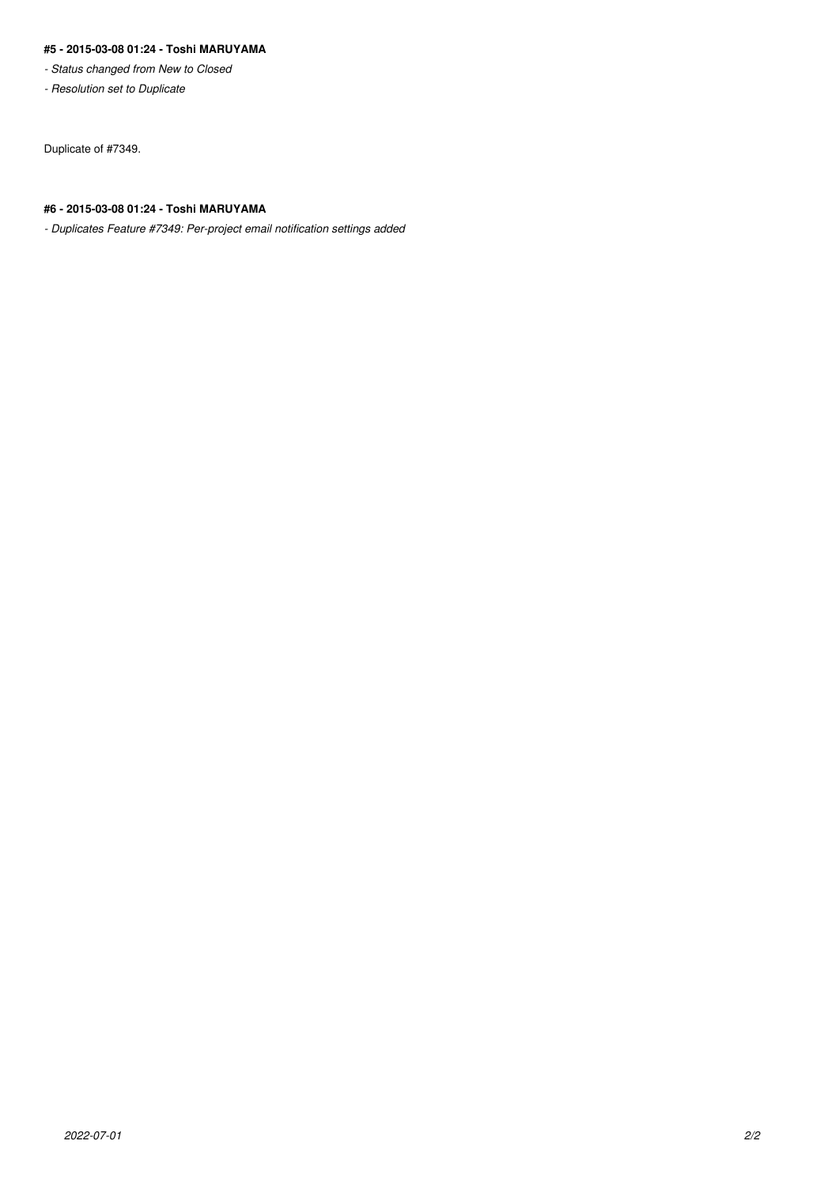#### #5 - 2015-03-08 01:24 - Toshi MARUYAMA

*- Status changed from New to Closed*

*- Resolution set to Duplicate*

Duplicate of #7349.

#### #6 - 2015-03-08 01:24 - Toshi MARUYAMA

*- Duplicates Feature #7349: Per-project email notification settings added*